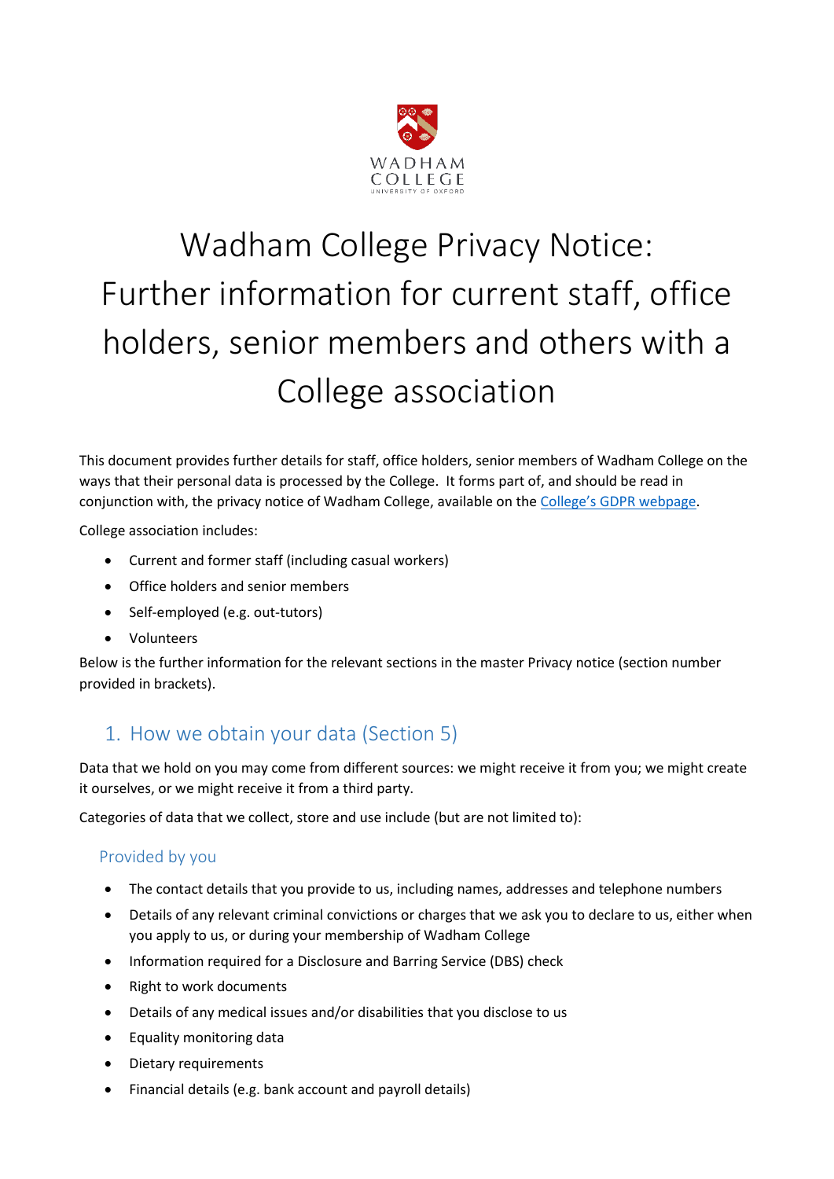# Wadham College Privacy Notice: Further information for current staff, office holders, senior members and others with a College association

This document provides further details for staff, office holders, senior members of Wadham College on the ways that their personal data is processed by the College. It forms part of, and should be read in conjunction with, the privacy notice of Wadham College, available on the [College's GDPR webpage](#).

College association includes:

- Current and former staff (including casual workers)
- Office holders and senior members
- Self-employed (e.g. out-tutors)
- Volunteers

Below is the further information for the relevant sections in the master Privacy notice (section number provided in brackets).

## 1. How we obtain your data (Section 5)

Data that we hold on you may come from different sources: we might receive it from you; we might create it ourselves, or we might receive it from a third party.

Categories of data that we collect, store and use include (but are not limited to):

### Provided by you

- The contact details that you provide to us, including names, addresses and telephone numbers
- Details of any relevant criminal convictions or charges that we ask you to declare to us, either when you apply to us, or during your membership of Wadham College
- Information required for a Disclosure and Barring Service (DBS) check
- Right to work documents
- Details of any medical issues and/or disabilities that you disclose to us
- Equality monitoring data
- Dietary requirements
- Financial details (e.g. bank account and payroll details)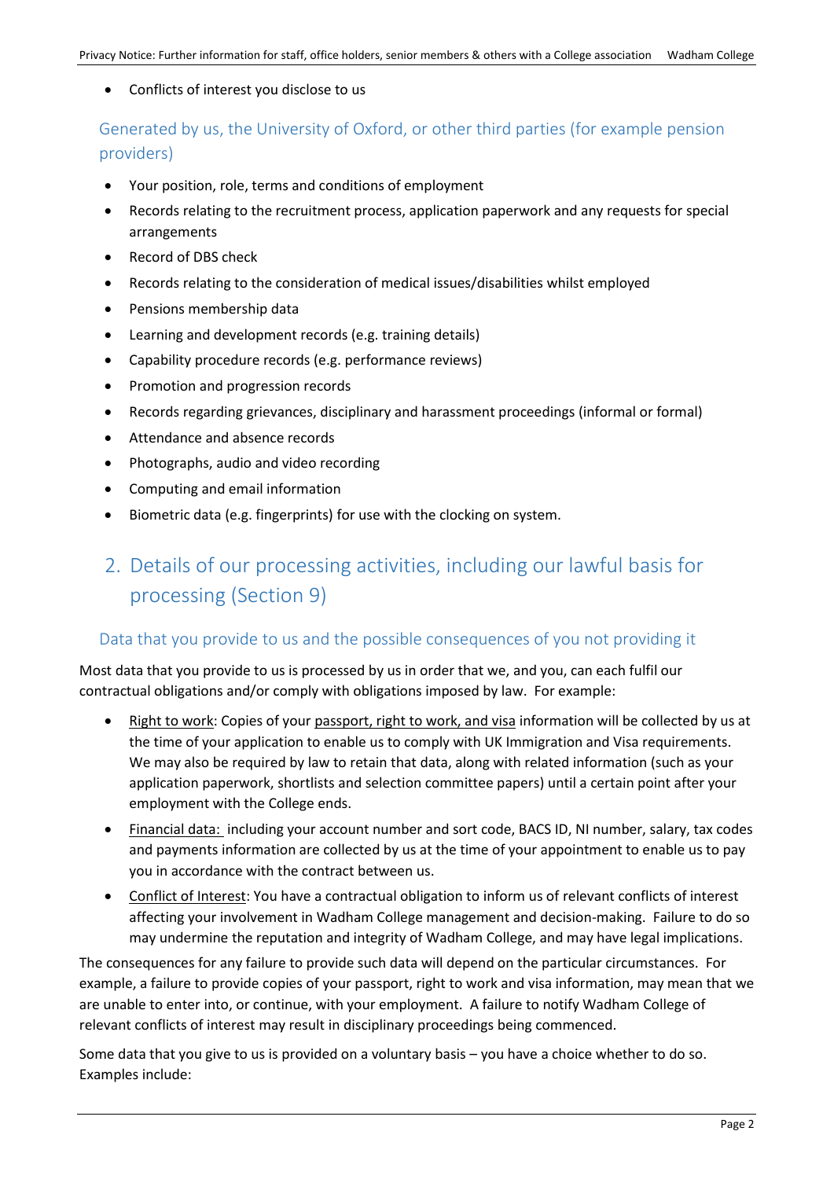- Conflicts of interest you disclose to us

### Generated by us, the University of Oxford, or other third parties (for example pension providers)

- Your position, role, terms and conditions of employment
- Records relating to the recruitment process, application paperwork and any requests for special arrangements
- Record of DBS check
- Records relating to the consideration of medical issues/disabilities whilst employed
- Pensions membership data
- Learning and development records (e.g. training details)
- Capability procedure records (e.g. performance reviews)
- Promotion and progression records
- Records regarding grievances, disciplinary and harassment proceedings (informal or formal)
- Attendance and absence records
- Photographs, audio and video recording
- Computing and email information
- Biometric data (e.g. fingerprints) for use with the clocking on system.

## 2. Details of our processing activities, including our lawful basis for processing (Section 9)

### Data that you provide to us and the possible consequences of you not providing it

Most data that you provide to us is processed by us in order that we, and you, can each fulfil our contractual obligations and/or comply with obligations imposed by law. For example:

- Right to work: Copies of your passport, right to work, and visa information will be collected by us at the time of your application to enable us to comply with UK Immigration and Visa requirements. We may also be required by law to retain that data, along with related information (such as your application paperwork, shortlists and selection committee papers) until a certain point after your employment with the College ends.
- Financial data: including your account number and sort code, BACS ID, NI number, salary, tax codes and payments information are collected by us at the time of your appointment to enable us to pay you in accordance with the contract between us.
- Conflict of Interest: You have a contractual obligation to inform us of relevant conflicts of interest affecting your involvement in Wadham College management and decision-making. Failure to do so may undermine the reputation and integrity of Wadham College, and may have legal implications.

The consequences for any failure to provide such data will depend on the particular circumstances. For example, a failure to provide copies of your passport, right to work and visa information, may mean that we are unable to enter into, or continue, with your employment. A failure to notify Wadham College of relevant conflicts of interest may result in disciplinary proceedings being commenced.

Some data that you give to us is provided on a voluntary basis – you have a choice whether to do so. Examples include: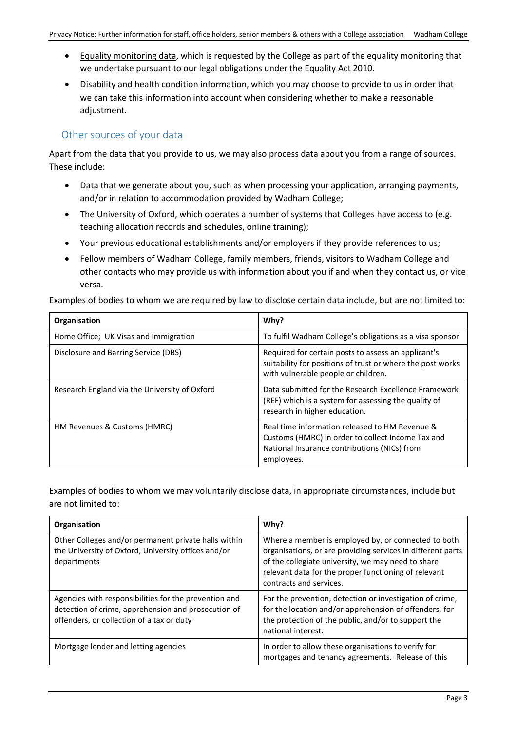- Equality monitoring data, which is requested by the College as part of the equality monitoring that we undertake pursuant to our legal obligations under the Equality Act 2010.
- Disability and health condition information, which you may choose to provide to us in order that we can take this information into account when considering whether to make a reasonable adjustment.

## Other sources of your data

Apart from the data that you provide to us, we may also process data about you from a range of sources. These include:

- Data that we generate about you, such as when processing your application, arranging payments, and/or in relation to accommodation provided by Wadham College;
- The University of Oxford, which operates a number of systems that Colleges have access to (e.g. teaching allocation records and schedules, online training);
- Your previous educational establishments and/or employers if they provide references to us;
- Fellow members of Wadham College, family members, friends, visitors to Wadham College and other contacts who may provide us with information about you if and when they contact us, or vice versa.

Examples of bodies to whom we are required by law to disclose certain data include, but are not limited to:

| Organisation | Why? |
|---|---|
| Home Office; UK Visas and Immigration | To fulfil Wadham College's obligations as a visa sponsor |
| Disclosure and Barring Service (DBS) | Required for certain posts to assess an applicant's suitability for positions of trust or where the post works with vulnerable people or children. |
| Research England via the University of Oxford | Data submitted for the Research Excellence Framework (REF) which is a system for assessing the quality of research in higher education. |
| HM Revenues & Customs (HMRC) | Real time information released to HM Revenue & Customs (HMRC) in order to collect Income Tax and National Insurance contributions (NICs) from employees. |

Examples of bodies to whom we may voluntarily disclose data, in appropriate circumstances, include but are not limited to:

| Organisation | Why? |
|---|---|
| Other Colleges and/or permanent private halls within the University of Oxford, University offices and/or departments | Where a member is employed by, or connected to both organisations, or are providing services in different parts of the collegiate university, we may need to share relevant data for the proper functioning of relevant contracts and services. |
| Agencies with responsibilities for the prevention and detection of crime, apprehension and prosecution of offenders, or collection of a tax or duty | For the prevention, detection or investigation of crime, for the location and/or apprehension of offenders, for the protection of the public, and/or to support the national interest. |
| Mortgage lender and letting agencies | In order to allow these organisations to verify for mortgages and tenancy agreements. Release of this |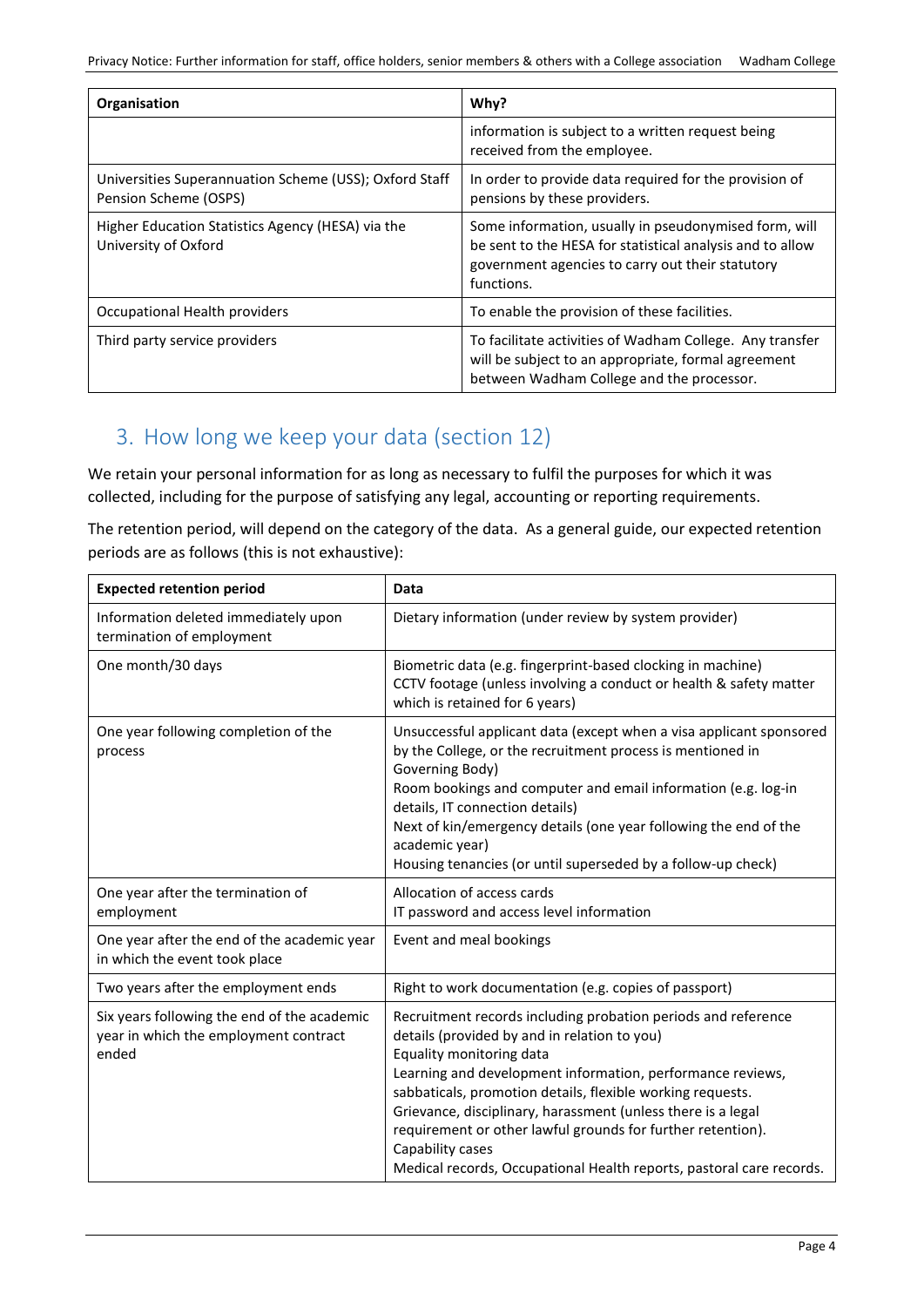| Organisation | Why? |
|---|---|
| | information is subject to a written request being received from the employee. |
| Universities Superannuation Scheme (USS); Oxford Staff Pension Scheme (OSPS) | In order to provide data required for the provision of pensions by these providers. |
| Higher Education Statistics Agency (HESA) via the University of Oxford | Some information, usually in pseudonymised form, will be sent to the HESA for statistical analysis and to allow government agencies to carry out their statutory functions. |
| Occupational Health providers | To enable the provision of these facilities. |
| Third party service providers | To facilitate activities of Wadham College. Any transfer will be subject to an appropriate, formal agreement between Wadham College and the processor. |

## 3. How long we keep your data (section 12)

We retain your personal information for as long as necessary to fulfil the purposes for which it was collected, including for the purpose of satisfying any legal, accounting or reporting requirements.

The retention period, will depend on the category of the data. As a general guide, our expected retention periods are as follows (this is not exhaustive):

| Expected retention period | Data |
|---|---|
| Information deleted immediately upon termination of employment | Dietary information (under review by system provider) |
| One month/30 days | Biometric data (e.g. fingerprint-based clocking in machine)<br>CCTV footage (unless involving a conduct or health & safety matter which is retained for 6 years) |
| One year following completion of the process | Unsuccessful applicant data (except when a visa applicant sponsored by the College, or the recruitment process is mentioned in Governing Body)<br>Room bookings and computer and email information (e.g. log-in details, IT connection details)<br>Next of kin/emergency details (one year following the end of the academic year)<br>Housing tenancies (or until superseded by a follow-up check) |
| One year after the termination of employment | Allocation of access cards<br>IT password and access level information |
| One year after the end of the academic year in which the event took place | Event and meal bookings |
| Two years after the employment ends | Right to work documentation (e.g. copies of passport) |
| Six years following the end of the academic year in which the employment contract ended | Recruitment records including probation periods and reference details (provided by and in relation to you)<br>Equality monitoring data<br>Learning and development information, performance reviews, sabbaticals, promotion details, flexible working requests.<br>Grievance, disciplinary, harassment (unless there is a legal requirement or other lawful grounds for further retention).<br>Capability cases<br>Medical records, Occupational Health reports, pastoral care records. |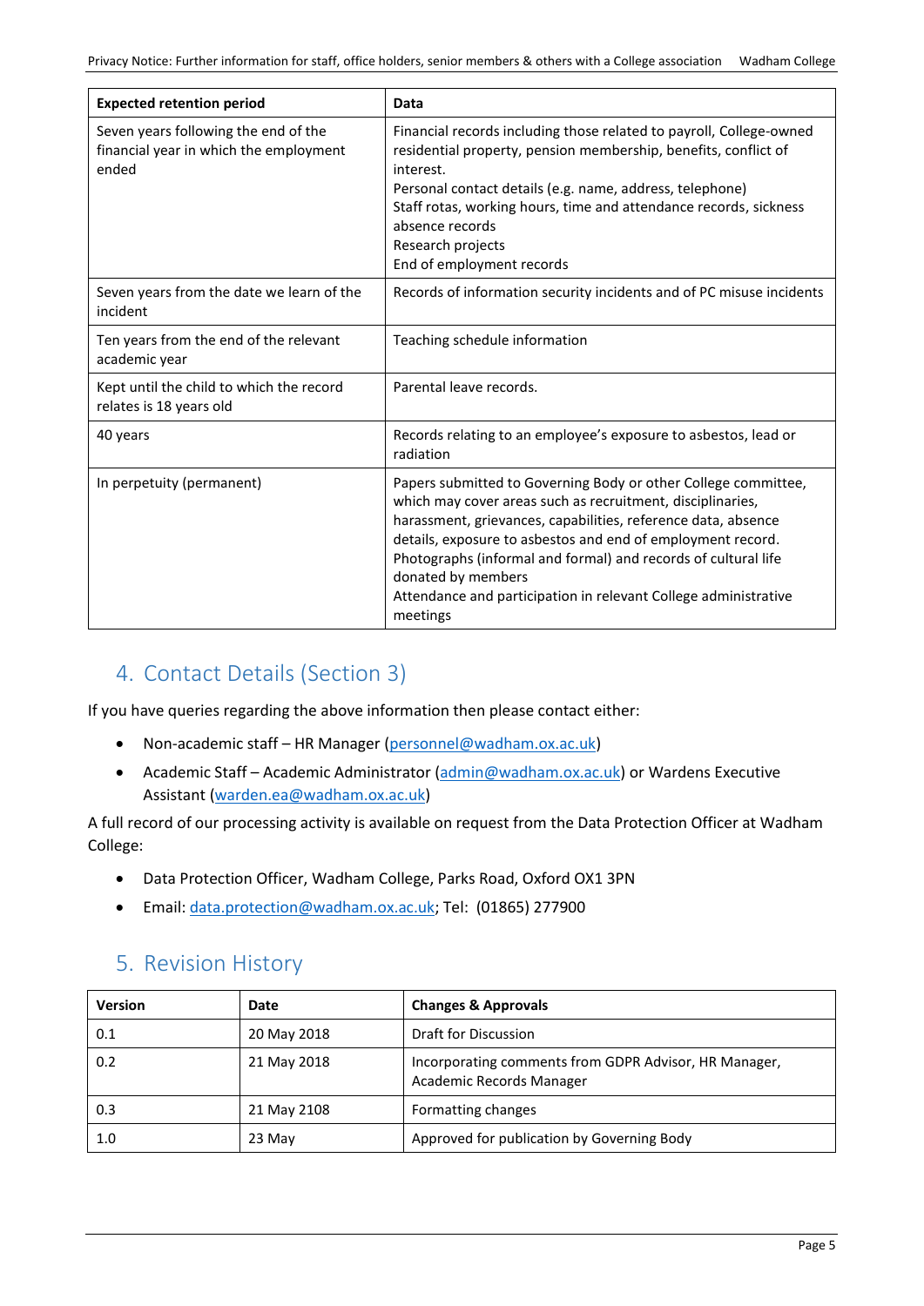| Expected retention period | Data |
| --- | --- |
| Seven years following the end of the financial year in which the employment ended | Financial records including those related to payroll, College-owned residential property, pension membership, benefits, conflict of interest.<br>Personal contact details (e.g. name, address, telephone)<br>Staff rotas, working hours, time and attendance records, sickness absence records<br>Research projects<br>End of employment records |
| Seven years from the date we learn of the incident | Records of information security incidents and of PC misuse incidents |
| Ten years from the end of the relevant academic year | Teaching schedule information |
| Kept until the child to which the record relates is 18 years old | Parental leave records. |
| 40 years | Records relating to an employee's exposure to asbestos, lead or radiation |
| In perpetuity (permanent) | Papers submitted to Governing Body or other College committee, which may cover areas such as recruitment, disciplinaries, harassment, grievances, capabilities, reference data, absence details, exposure to asbestos and end of employment record.<br>Photographs (informal and formal) and records of cultural life donated by members<br>Attendance and participation in relevant College administrative meetings |

## 4. Contact Details (Section 3)

If you have queries regarding the above information then please contact either:

- Non-academic staff – HR Manager (personnel@wadham.ox.ac.uk)
- Academic Staff – Academic Administrator (admin@wadham.ox.ac.uk) or Wardens Executive Assistant (warden.ea@wadham.ox.ac.uk)

A full record of our processing activity is available on request from the Data Protection Officer at Wadham College:

- Data Protection Officer, Wadham College, Parks Road, Oxford OX1 3PN
- Email: data.protection@wadham.ox.ac.uk; Tel: (01865) 277900

## 5. Revision History

| Version | Date | Changes & Approvals |
| --- | --- | --- |
| 0.1 | 20 May 2018 | Draft for Discussion |
| 0.2 | 21 May 2018 | Incorporating comments from GDPR Advisor, HR Manager, Academic Records Manager |
| 0.3 | 21 May 2108 | Formatting changes |
| 1.0 | 23 May | Approved for publication by Governing Body |